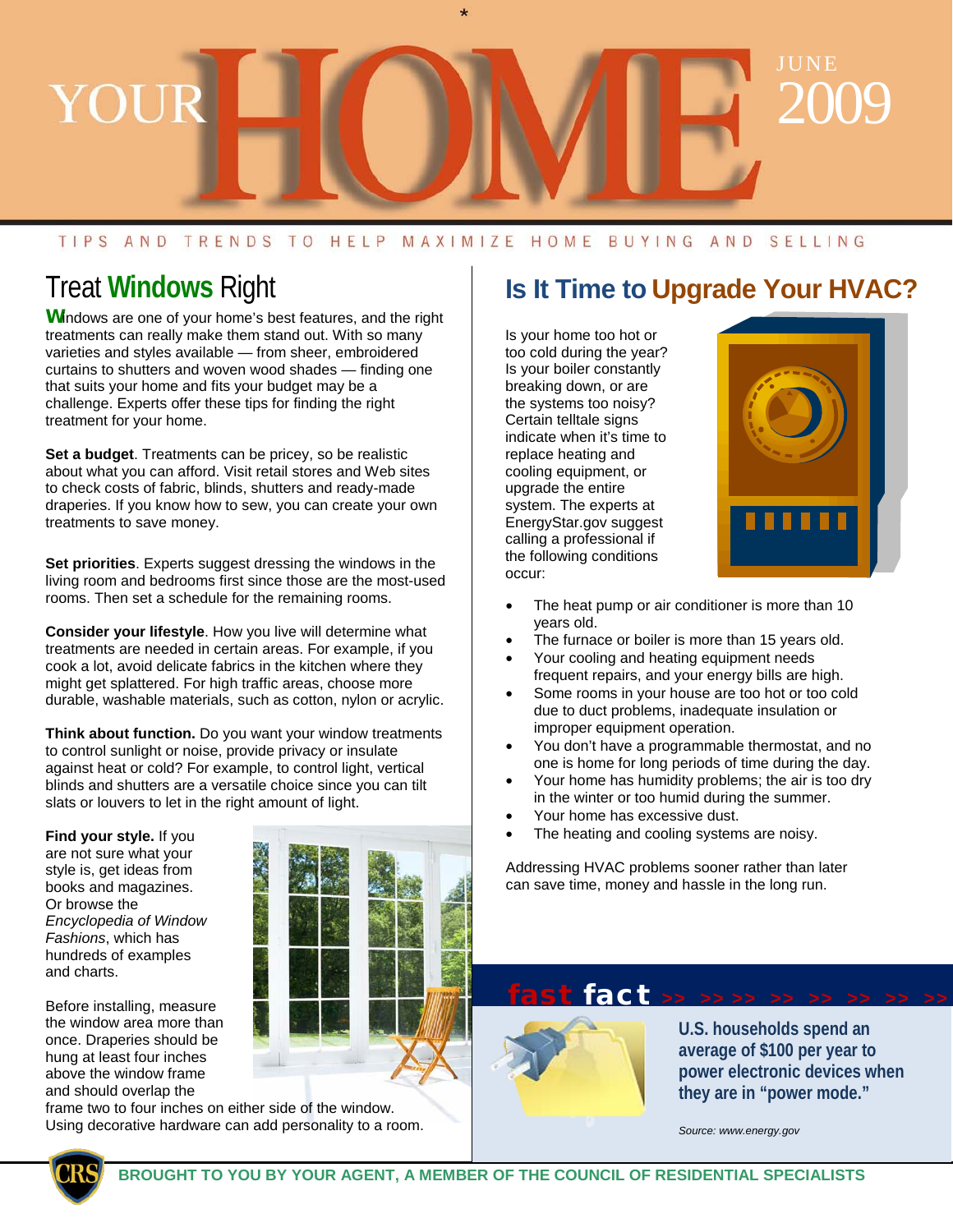# YOUR HOME

JUNE 2009

TIPS AND TRENDS TO HELP MAXIMIZE HOME BUYING AND SELLING

## Treat Windows Right

Windows are one of your home's best features, and the right treatments can really make them stand out. With so many varieties and styles available — from sheer, embroidered curtains to shutters and woven wood shades — finding one that suits your home and fits your budget may be a challenge. Experts offer these tips for finding the right treatment for your home.

**Set a budget**. Treatments can be pricey, so be realistic about what you can afford. Visit retail stores and Web sites to check costs of fabric, blinds, shutters and ready-made draperies. If you know how to sew, you can create your own treatments to save money.

**Set priorities**. Experts suggest dressing the windows in the living room and bedrooms first since those are the most-used rooms. Then set a schedule for the remaining rooms.

**Consider your lifestyle**. How you live will determine what treatments are needed in certain areas. For example, if you cook a lot, avoid delicate fabrics in the kitchen where they might get splattered. For high traffic areas, choose more durable, washable materials, such as cotton, nylon or acrylic.

**Think about function.** Do you want your window treatments to control sunlight or noise, provide privacy or insulate against heat or cold? For example, to control light, vertical blinds and shutters are a versatile choice since you can tilt slats or louvers to let in the right amount of light.

**Find your style.** If you are not sure what your style is, get ideas from books and magazines. Or browse the *Encyclopedia of Window Fashions*, which has hundreds of examples and charts.

Before installing, measure the window area more than once. Draperies should be hung at least four inches above the window frame and should overlap the frame two to four inches on either side of the window. Using decorative hardware can add personality to a room.

## Is It Time to Upgrade Your HVAC?

Is your home too hot or too cold during the year? Is your boiler constantly breaking down, or are the systems too noisy? Certain telltale signs indicate when it's time to replace heating and cooling equipment, or upgrade the entire system. The experts at EnergyStar.gov suggest calling a professional if the following conditions occur:

- The heat pump or air conditioner is more than 10 years old.
- The furnace or boiler is more than 15 years old.
- Your cooling and heating equipment needs frequent repairs, and your energy bills are high.
- Some rooms in your house are too hot or too cold due to duct problems, inadequate insulation or improper equipment operation.
- You don't have a programmable thermostat, and no one is home for long periods of time during the day.
- Your home has humidity problems; the air is too dry in the winter or too humid during the summer.
- Your home has excessive dust.
- The heating and cooling systems are noisy.

Addressing HVAC problems sooner rather than later can save time, money and hassle in the long run.

### fast fact >> >> >> >> >> >> >> >>

**U.S. households spend an average of $100 per year to power electronic devices when they are in "power mode."**

*Source: www.energy.gov*

**BROUGHT TO YOU BY YOUR AGENT, A MEMBER OF THE COUNCIL OF RESIDENTIAL SPECIALISTS**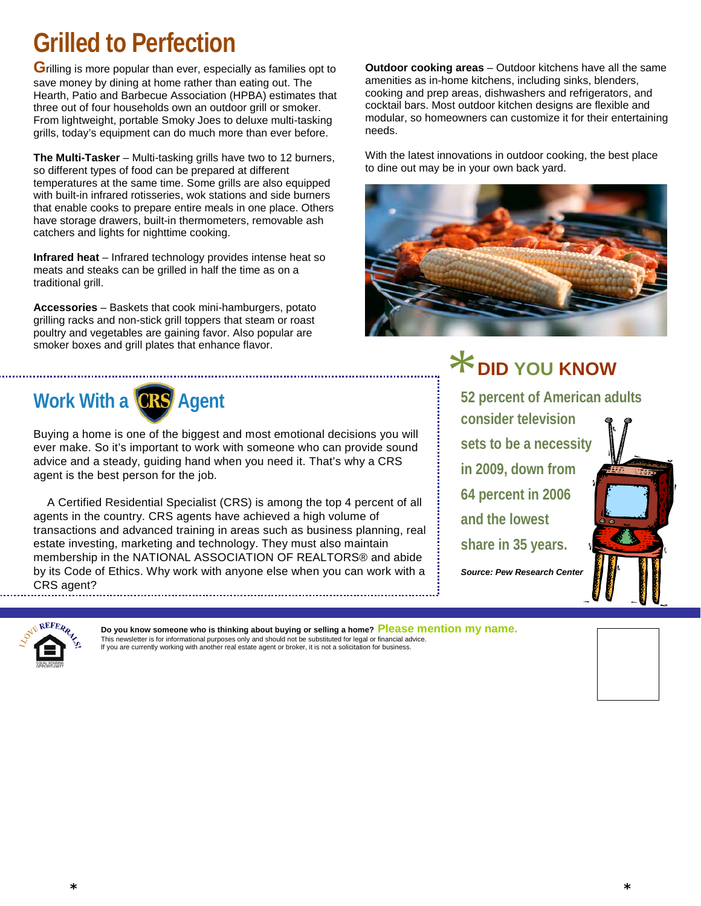# Grilled to Perfection

Grilling is more popular than ever, especially as families opt to save money by dining at home rather than eating out. The Hearth, Patio and Barbecue Association (HPBA) estimates that three out of four households own an outdoor grill or smoker. From lightweight, portable Smoky Joes to deluxe multi-tasking grills, today's equipment can do much more than ever before.

**The Multi-Tasker** – Multi-tasking grills have two to 12 burners, so different types of food can be prepared at different temperatures at the same time. Some grills are also equipped with built-in infrared rotisseries, wok stations and side burners that enable cooks to prepare entire meals in one place. Others have storage drawers, built-in thermometers, removable ash catchers and lights for nighttime cooking.

**Infrared heat** – Infrared technology provides intense heat so meats and steaks can be grilled in half the time as on a traditional grill.

**Accessories** – Baskets that cook mini-hamburgers, potato grilling racks and non-stick grill toppers that steam or roast poultry and vegetables are gaining favor. Also popular are smoker boxes and grill plates that enhance flavor.

**Outdoor cooking areas** – Outdoor kitchens have all the same amenities as in-home kitchens, including sinks, blenders, cooking and prep areas, dishwashers and refrigerators, and cocktail bars. Most outdoor kitchen designs are flexible and modular, so homeowners can customize it for their entertaining needs.

With the latest innovations in outdoor cooking, the best place to dine out may be in your own back yard.

## Work With a CRS Agent

Buying a home is one of the biggest and most emotional decisions you will ever make. So it's important to work with someone who can provide sound advice and a steady, guiding hand when you need it. That's why a CRS agent is the best person for the job.

A Certified Residential Specialist (CRS) is among the top 4 percent of all agents in the country. CRS agents have achieved a high volume of transactions and advanced training in areas such as business planning, real estate investing, marketing and technology. They must also maintain membership in the NATIONAL ASSOCIATION OF REALTORS® and abide by its Code of Ethics. Why work with anyone else when you can work with a CRS agent?

## *DID YOU KNOW

52 percent of American adults consider television sets to be a necessity in 2009, down from 64 percent in 2006 and the lowest share in 35 years.

*Source: Pew Research Center*

I LOVE REFERRALS!

**Do you know someone who is thinking about buying or selling a home?** **Please mention my name.**

This newsletter is for informational purposes only and should not be substituted for legal or financial advice.
If you are currently working with another real estate agent or broker, it is not a solicitation for business.